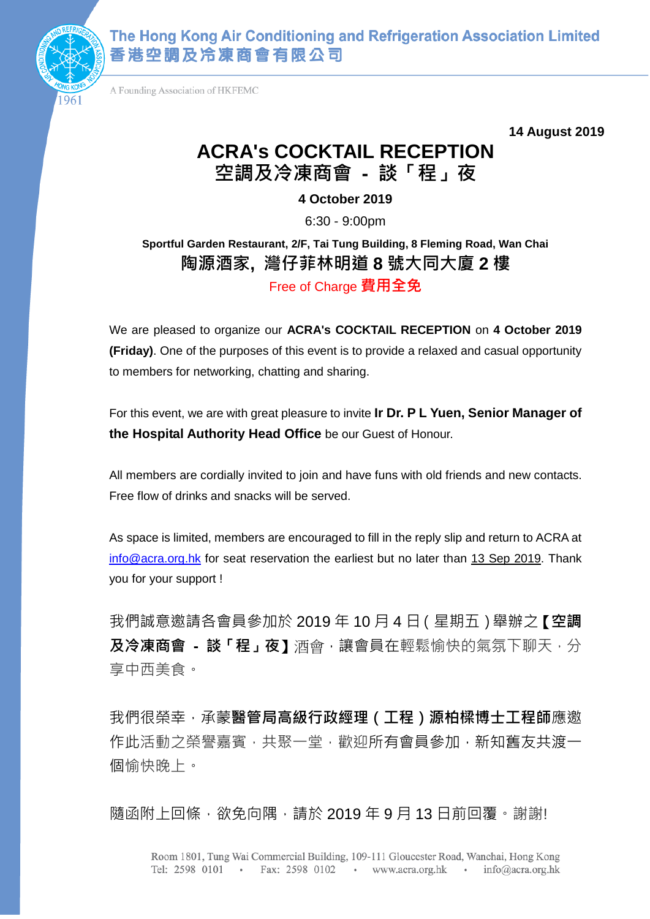The Hong Kong Air Conditioning and Refrigeration Association Limited
香港空調及冷凍商會有限公司

A Founding Association of HKFEMC

**14 August 2019**

# ACRA's COCKTAIL RECEPTION
# 空調及冷凍商會 - 談「程」夜

**4 October 2019**

6:30 - 9:00pm

**Sportful Garden Restaurant, 2/F, Tai Tung Building, 8 Fleming Road, Wan Chai**

**陶源酒家，灣仔菲林明道 8 號大同大廈 2 樓**

Free of Charge **費用全免**

We are pleased to organize our **ACRA's COCKTAIL RECEPTION** on **4 October 2019 (Friday)**. One of the purposes of this event is to provide a relaxed and casual opportunity to members for networking, chatting and sharing.

For this event, we are with great pleasure to invite **Ir Dr. P L Yuen, Senior Manager of the Hospital Authority Head Office** be our Guest of Honour.

All members are cordially invited to join and have funs with old friends and new contacts. Free flow of drinks and snacks will be served.

As space is limited, members are encouraged to fill in the reply slip and return to ACRA at info@acra.org.hk for seat reservation the earliest but no later than 13 Sep 2019. Thank you for your support !

我們誠意邀請各會員參加於 2019 年 10 月 4 日 ( 星期五 ) 舉辦之**【空調及冷凍商會 - 談「程」夜】**酒會，讓會員在輕鬆愉快的氣氛下聊天，分享中西美食。

我們很榮幸，承蒙**醫管局高級行政經理 ( 工程 ) 源柏樑博士工程師**應邀作此活動之榮譽嘉賓，共聚一堂，歡迎所有會員參加，新知舊友共渡一個愉快晚上。

隨函附上回條，欲免向隅，請於 2019 年 9 月 13 日前回覆。謝謝!

Room 1801, Tung Wai Commercial Building, 109-111 Gloucester Road, Wanchai, Hong Kong
Tel: 2598 0101 • Fax: 2598 0102 • www.acra.org.hk • info@acra.org.hk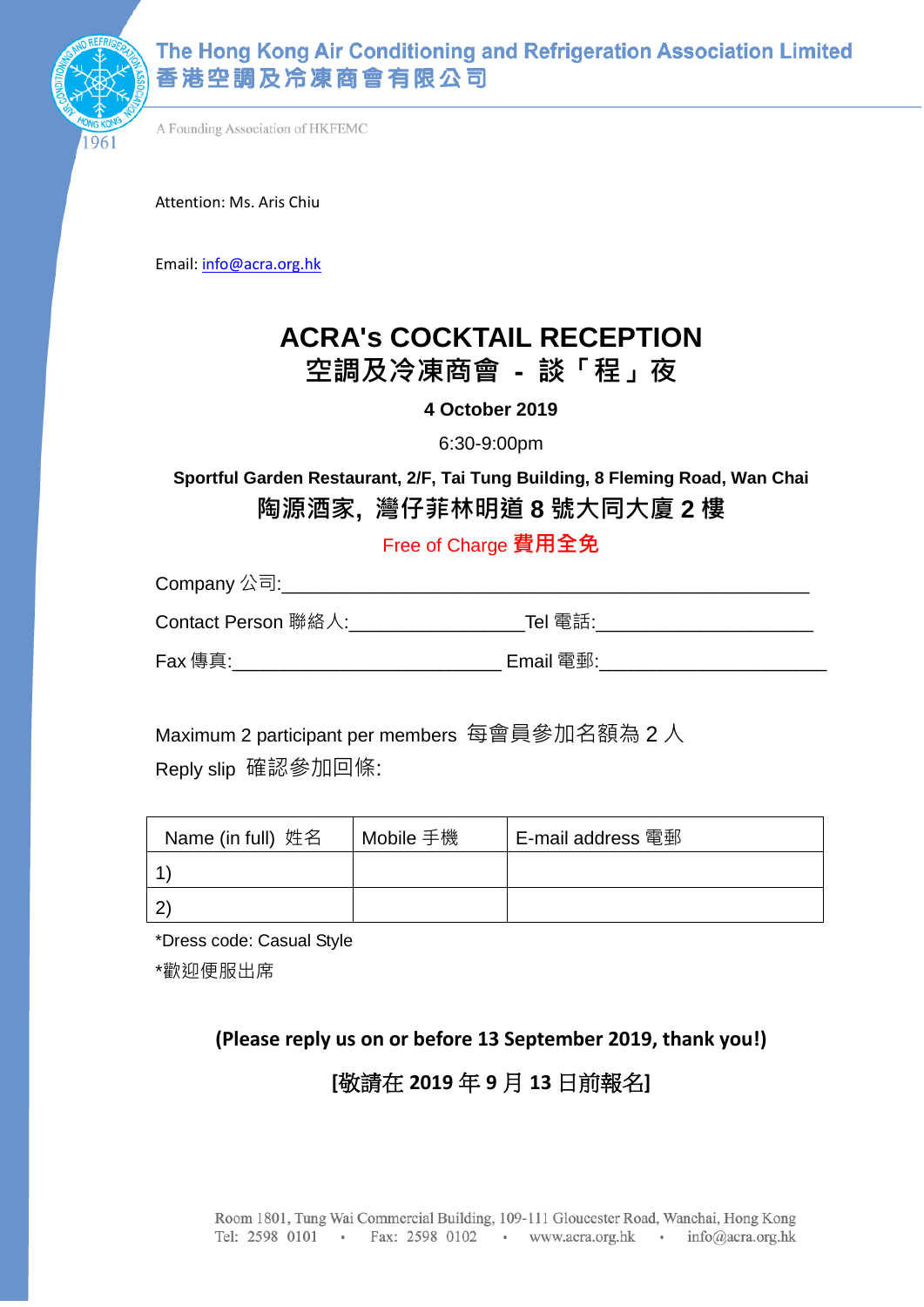The Hong Kong Air Conditioning and Refrigeration Association Limited
香港空調及冷凍商會有限公司

A Founding Association of HKFEMC

Attention: Ms. Aris Chiu

Email: info@acra.org.hk

# ACRA's COCKTAIL RECEPTION
# 空調及冷凍商會 - 談「程」夜

**4 October 2019**

6:30-9:00pm

**Sportful Garden Restaurant, 2/F, Tai Tung Building, 8 Fleming Road, Wan Chai**

**陶源酒家，灣仔菲林明道 8 號大同大廈 2 樓**

Free of Charge **費用全免**

Company 公司:_______________________________________________

Contact Person 聯絡人:________________Tel 電話:____________________

Fax 傳真:_________________________ Email 電郵:_____________________

Maximum 2 participant per members 每會員參加名額為 2 人

Reply slip 確認參加回條:

| Name (in full) 姓名 | Mobile 手機 | E-mail address 電郵 |
|---|---|---|
| 1) | | |
| 2) | | |

*Dress code: Casual Style

*歡迎便服出席

**(Please reply us on or before 13 September 2019, thank you!)**

**[敬請在 2019 年 9 月 13 日前報名]**

Room 1801, Tung Wai Commercial Building, 109-111 Gloucester Road, Wanchai, Hong Kong
Tel: 2598 0101 • Fax: 2598 0102 • www.acra.org.hk • info@acra.org.hk